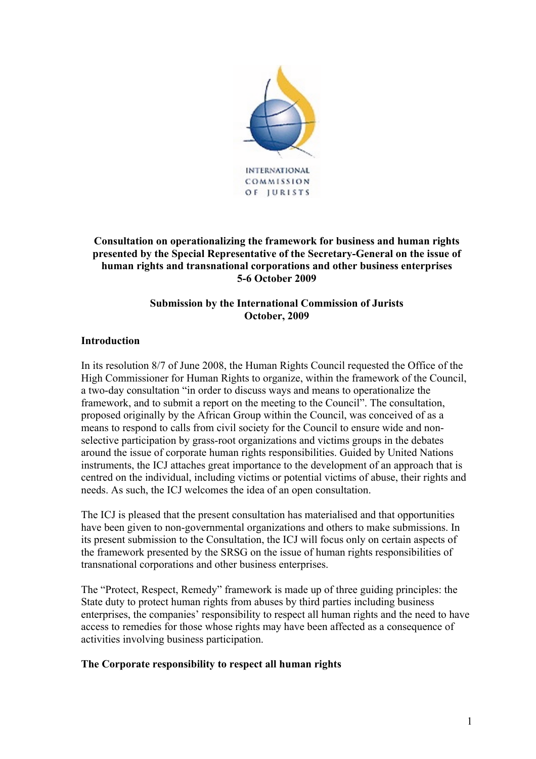INTERNATIONAL COMMISSION OF JURISTS

**Consultation on operationalizing the framework for business and human rights presented by the Special Representative of the Secretary-General on the issue of human rights and transnational corporations and other business enterprises 5-6 October 2009**

**Submission by the International Commission of Jurists October, 2009**

## Introduction

In its resolution 8/7 of June 2008, the Human Rights Council requested the Office of the High Commissioner for Human Rights to organize, within the framework of the Council, a two-day consultation "in order to discuss ways and means to operationalize the framework, and to submit a report on the meeting to the Council". The consultation, proposed originally by the African Group within the Council, was conceived of as a means to respond to calls from civil society for the Council to ensure wide and non-selective participation by grass-root organizations and victims groups in the debates around the issue of corporate human rights responsibilities. Guided by United Nations instruments, the ICJ attaches great importance to the development of an approach that is centred on the individual, including victims or potential victims of abuse, their rights and needs. As such, the ICJ welcomes the idea of an open consultation.

The ICJ is pleased that the present consultation has materialised and that opportunities have been given to non-governmental organizations and others to make submissions. In its present submission to the Consultation, the ICJ will focus only on certain aspects of the framework presented by the SRSG on the issue of human rights responsibilities of transnational corporations and other business enterprises.

The "Protect, Respect, Remedy" framework is made up of three guiding principles: the State duty to protect human rights from abuses by third parties including business enterprises, the companies' responsibility to respect all human rights and the need to have access to remedies for those whose rights may have been affected as a consequence of activities involving business participation.

## The Corporate responsibility to respect all human rights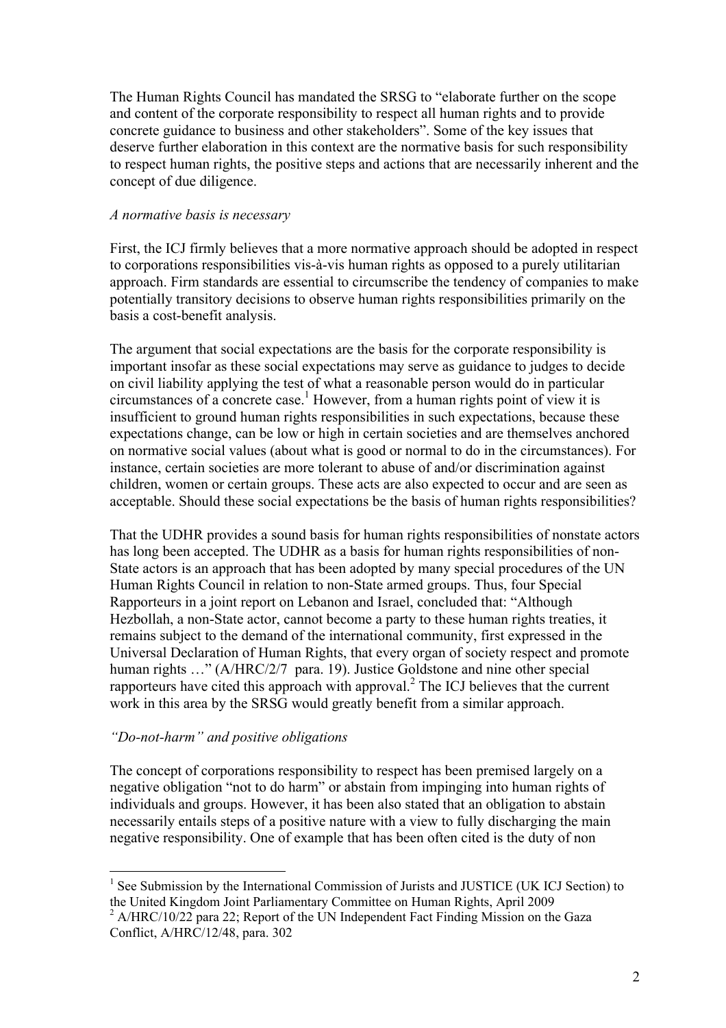The Human Rights Council has mandated the SRSG to "elaborate further on the scope and content of the corporate responsibility to respect all human rights and to provide concrete guidance to business and other stakeholders". Some of the key issues that deserve further elaboration in this context are the normative basis for such responsibility to respect human rights, the positive steps and actions that are necessarily inherent and the concept of due diligence.

*A normative basis is necessary*

First, the ICJ firmly believes that a more normative approach should be adopted in respect to corporations responsibilities vis-à-vis human rights as opposed to a purely utilitarian approach. Firm standards are essential to circumscribe the tendency of companies to make potentially transitory decisions to observe human rights responsibilities primarily on the basis a cost-benefit analysis.

The argument that social expectations are the basis for the corporate responsibility is important insofar as these social expectations may serve as guidance to judges to decide on civil liability applying the test of what a reasonable person would do in particular circumstances of a concrete case.[1] However, from a human rights point of view it is insufficient to ground human rights responsibilities in such expectations, because these expectations change, can be low or high in certain societies and are themselves anchored on normative social values (about what is good or normal to do in the circumstances). For instance, certain societies are more tolerant to abuse of and/or discrimination against children, women or certain groups. These acts are also expected to occur and are seen as acceptable. Should these social expectations be the basis of human rights responsibilities?

That the UDHR provides a sound basis for human rights responsibilities of nonstate actors has long been accepted. The UDHR as a basis for human rights responsibilities of non-State actors is an approach that has been adopted by many special procedures of the UN Human Rights Council in relation to non-State armed groups. Thus, four Special Rapporteurs in a joint report on Lebanon and Israel, concluded that: "Although Hezbollah, a non-State actor, cannot become a party to these human rights treaties, it remains subject to the demand of the international community, first expressed in the Universal Declaration of Human Rights, that every organ of society respect and promote human rights …" (A/HRC/2/7 para. 19). Justice Goldstone and nine other special rapporteurs have cited this approach with approval.[2] The ICJ believes that the current work in this area by the SRSG would greatly benefit from a similar approach.

*"Do-not-harm" and positive obligations*

The concept of corporations responsibility to respect has been premised largely on a negative obligation "not to do harm" or abstain from impinging into human rights of individuals and groups. However, it has been also stated that an obligation to abstain necessarily entails steps of a positive nature with a view to fully discharging the main negative responsibility. One of example that has been often cited is the duty of non

---

[1] See Submission by the International Commission of Jurists and JUSTICE (UK ICJ Section) to the United Kingdom Joint Parliamentary Committee on Human Rights, April 2009

[2] A/HRC/10/22 para 22; Report of the UN Independent Fact Finding Mission on the Gaza Conflict, A/HRC/12/48, para. 302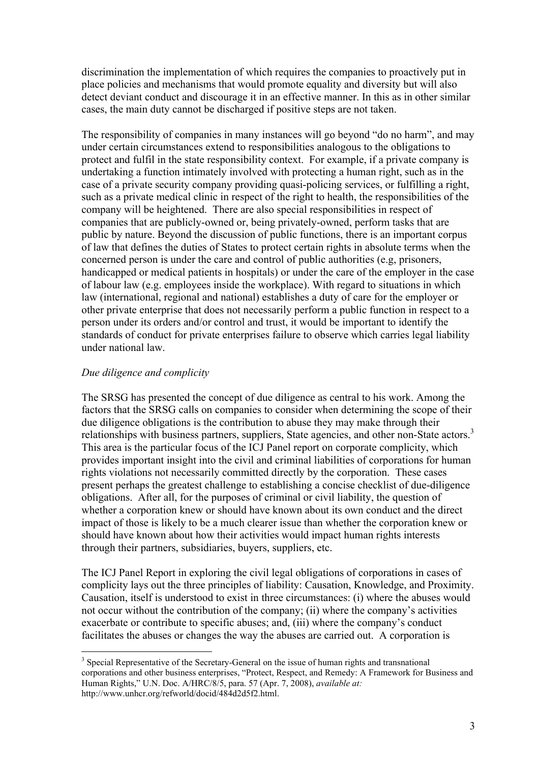discrimination the implementation of which requires the companies to proactively put in place policies and mechanisms that would promote equality and diversity but will also detect deviant conduct and discourage it in an effective manner. In this as in other similar cases, the main duty cannot be discharged if positive steps are not taken.

The responsibility of companies in many instances will go beyond "do no harm", and may under certain circumstances extend to responsibilities analogous to the obligations to protect and fulfil in the state responsibility context. For example, if a private company is undertaking a function intimately involved with protecting a human right, such as in the case of a private security company providing quasi-policing services, or fulfilling a right, such as a private medical clinic in respect of the right to health, the responsibilities of the company will be heightened. There are also special responsibilities in respect of companies that are publicly-owned or, being privately-owned, perform tasks that are public by nature. Beyond the discussion of public functions, there is an important corpus of law that defines the duties of States to protect certain rights in absolute terms when the concerned person is under the care and control of public authorities (e.g, prisoners, handicapped or medical patients in hospitals) or under the care of the employer in the case of labour law (e.g. employees inside the workplace). With regard to situations in which law (international, regional and national) establishes a duty of care for the employer or other private enterprise that does not necessarily perform a public function in respect to a person under its orders and/or control and trust, it would be important to identify the standards of conduct for private enterprises failure to observe which carries legal liability under national law.

*Due diligence and complicity*

The SRSG has presented the concept of due diligence as central to his work. Among the factors that the SRSG calls on companies to consider when determining the scope of their due diligence obligations is the contribution to abuse they may make through their relationships with business partners, suppliers, State agencies, and other non-State actors.[3] This area is the particular focus of the ICJ Panel report on corporate complicity, which provides important insight into the civil and criminal liabilities of corporations for human rights violations not necessarily committed directly by the corporation. These cases present perhaps the greatest challenge to establishing a concise checklist of due-diligence obligations. After all, for the purposes of criminal or civil liability, the question of whether a corporation knew or should have known about its own conduct and the direct impact of those is likely to be a much clearer issue than whether the corporation knew or should have known about how their activities would impact human rights interests through their partners, subsidiaries, buyers, suppliers, etc.

The ICJ Panel Report in exploring the civil legal obligations of corporations in cases of complicity lays out the three principles of liability: Causation, Knowledge, and Proximity. Causation, itself is understood to exist in three circumstances: (i) where the abuses would not occur without the contribution of the company; (ii) where the company's activities exacerbate or contribute to specific abuses; and, (iii) where the company's conduct facilitates the abuses or changes the way the abuses are carried out. A corporation is

[3] Special Representative of the Secretary-General on the issue of human rights and transnational corporations and other business enterprises, "Protect, Respect, and Remedy: A Framework for Business and Human Rights," U.N. Doc. A/HRC/8/5, para. 57 (Apr. 7, 2008), *available at:* http://www.unhcr.org/refworld/docid/484d2d5f2.html.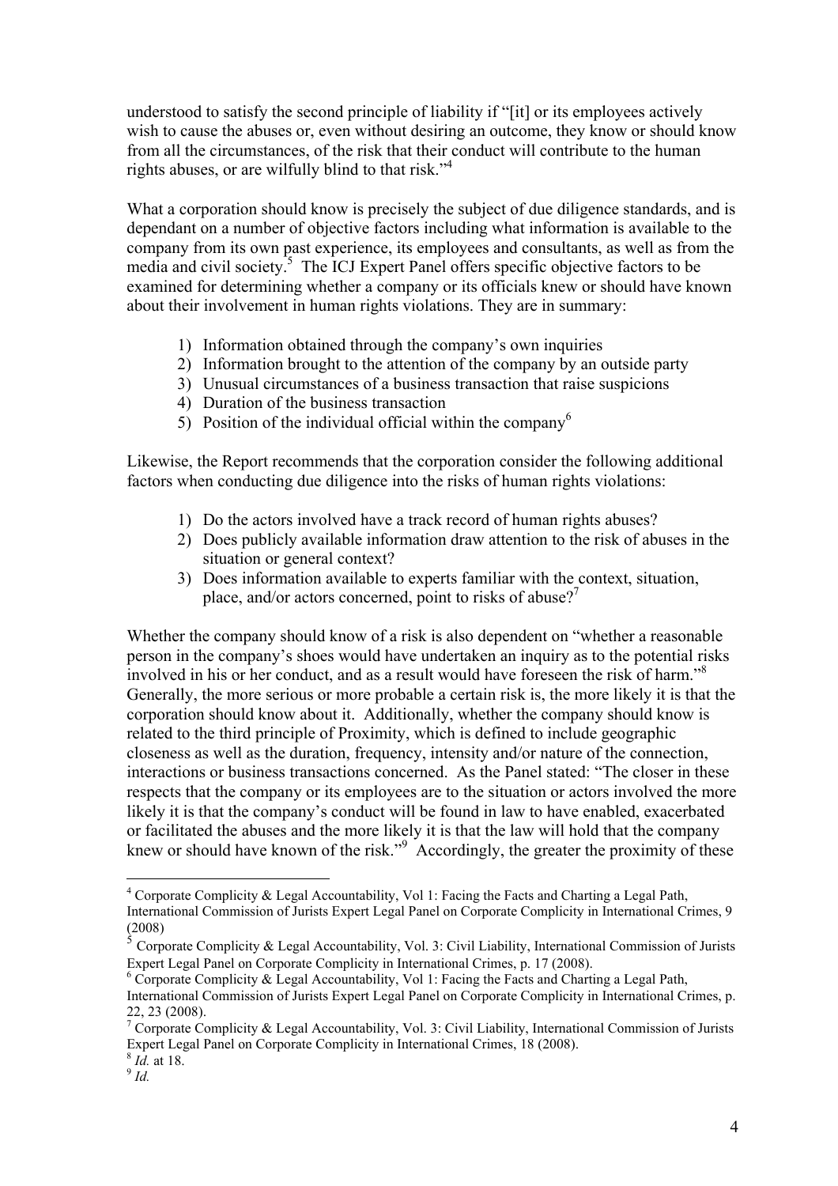understood to satisfy the second principle of liability if "[it] or its employees actively wish to cause the abuses or, even without desiring an outcome, they know or should know from all the circumstances, of the risk that their conduct will contribute to the human rights abuses, or are wilfully blind to that risk."[4]

What a corporation should know is precisely the subject of due diligence standards, and is dependant on a number of objective factors including what information is available to the company from its own past experience, its employees and consultants, as well as from the media and civil society.[5] The ICJ Expert Panel offers specific objective factors to be examined for determining whether a company or its officials knew or should have known about their involvement in human rights violations. They are in summary:

1) Information obtained through the company's own inquiries
2) Information brought to the attention of the company by an outside party
3) Unusual circumstances of a business transaction that raise suspicions
4) Duration of the business transaction
5) Position of the individual official within the company[6]

Likewise, the Report recommends that the corporation consider the following additional factors when conducting due diligence into the risks of human rights violations:

1) Do the actors involved have a track record of human rights abuses?
2) Does publicly available information draw attention to the risk of abuses in the situation or general context?
3) Does information available to experts familiar with the context, situation, place, and/or actors concerned, point to risks of abuse?[7]

Whether the company should know of a risk is also dependent on "whether a reasonable person in the company's shoes would have undertaken an inquiry as to the potential risks involved in his or her conduct, and as a result would have foreseen the risk of harm."[8] Generally, the more serious or more probable a certain risk is, the more likely it is that the corporation should know about it. Additionally, whether the company should know is related to the third principle of Proximity, which is defined to include geographic closeness as well as the duration, frequency, intensity and/or nature of the connection, interactions or business transactions concerned. As the Panel stated: "The closer in these respects that the company or its employees are to the situation or actors involved the more likely it is that the company's conduct will be found in law to have enabled, exacerbated or facilitated the abuses and the more likely it is that the law will hold that the company knew or should have known of the risk."[9] Accordingly, the greater the proximity of these

---

[4] Corporate Complicity & Legal Accountability, Vol 1: Facing the Facts and Charting a Legal Path, International Commission of Jurists Expert Legal Panel on Corporate Complicity in International Crimes, 9 (2008)

[5] Corporate Complicity & Legal Accountability, Vol. 3: Civil Liability, International Commission of Jurists Expert Legal Panel on Corporate Complicity in International Crimes, p. 17 (2008).

[6] Corporate Complicity & Legal Accountability, Vol 1: Facing the Facts and Charting a Legal Path, International Commission of Jurists Expert Legal Panel on Corporate Complicity in International Crimes, p. 22, 23 (2008).

[7] Corporate Complicity & Legal Accountability, Vol. 3: Civil Liability, International Commission of Jurists Expert Legal Panel on Corporate Complicity in International Crimes, 18 (2008).

[8] *Id.* at 18.

[9] *Id.*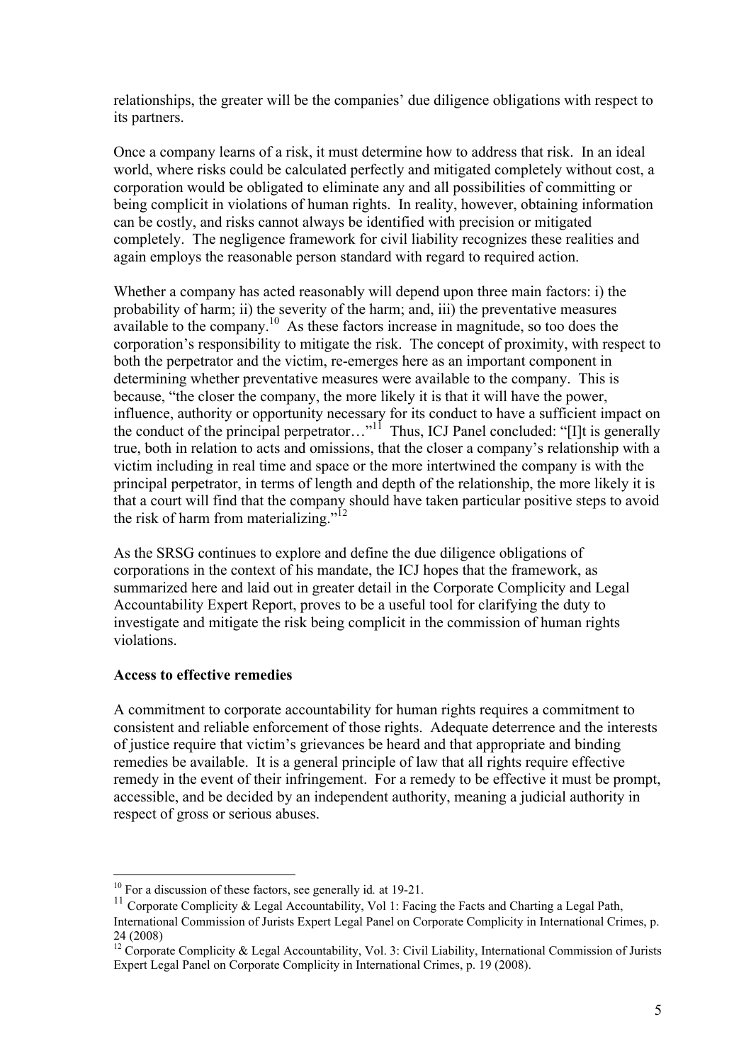relationships, the greater will be the companies' due diligence obligations with respect to its partners.

Once a company learns of a risk, it must determine how to address that risk. In an ideal world, where risks could be calculated perfectly and mitigated completely without cost, a corporation would be obligated to eliminate any and all possibilities of committing or being complicit in violations of human rights. In reality, however, obtaining information can be costly, and risks cannot always be identified with precision or mitigated completely. The negligence framework for civil liability recognizes these realities and again employs the reasonable person standard with regard to required action.

Whether a company has acted reasonably will depend upon three main factors: i) the probability of harm; ii) the severity of the harm; and, iii) the preventative measures available to the company.[10] As these factors increase in magnitude, so too does the corporation's responsibility to mitigate the risk. The concept of proximity, with respect to both the perpetrator and the victim, re-emerges here as an important component in determining whether preventative measures were available to the company. This is because, "the closer the company, the more likely it is that it will have the power, influence, authority or opportunity necessary for its conduct to have a sufficient impact on the conduct of the principal perpetrator…"[11] Thus, ICJ Panel concluded: "[I]t is generally true, both in relation to acts and omissions, that the closer a company's relationship with a victim including in real time and space or the more intertwined the company is with the principal perpetrator, in terms of length and depth of the relationship, the more likely it is that a court will find that the company should have taken particular positive steps to avoid the risk of harm from materializing."[12]

As the SRSG continues to explore and define the due diligence obligations of corporations in the context of his mandate, the ICJ hopes that the framework, as summarized here and laid out in greater detail in the Corporate Complicity and Legal Accountability Expert Report, proves to be a useful tool for clarifying the duty to investigate and mitigate the risk being complicit in the commission of human rights violations.

**Access to effective remedies**

A commitment to corporate accountability for human rights requires a commitment to consistent and reliable enforcement of those rights. Adequate deterrence and the interests of justice require that victim's grievances be heard and that appropriate and binding remedies be available. It is a general principle of law that all rights require effective remedy in the event of their infringement. For a remedy to be effective it must be prompt, accessible, and be decided by an independent authority, meaning a judicial authority in respect of gross or serious abuses.

---

[10] For a discussion of these factors, see generally id*.* at 19-21.

[11] Corporate Complicity & Legal Accountability, Vol 1: Facing the Facts and Charting a Legal Path, International Commission of Jurists Expert Legal Panel on Corporate Complicity in International Crimes, p. 24 (2008)

[12] Corporate Complicity & Legal Accountability, Vol. 3: Civil Liability, International Commission of Jurists Expert Legal Panel on Corporate Complicity in International Crimes, p. 19 (2008).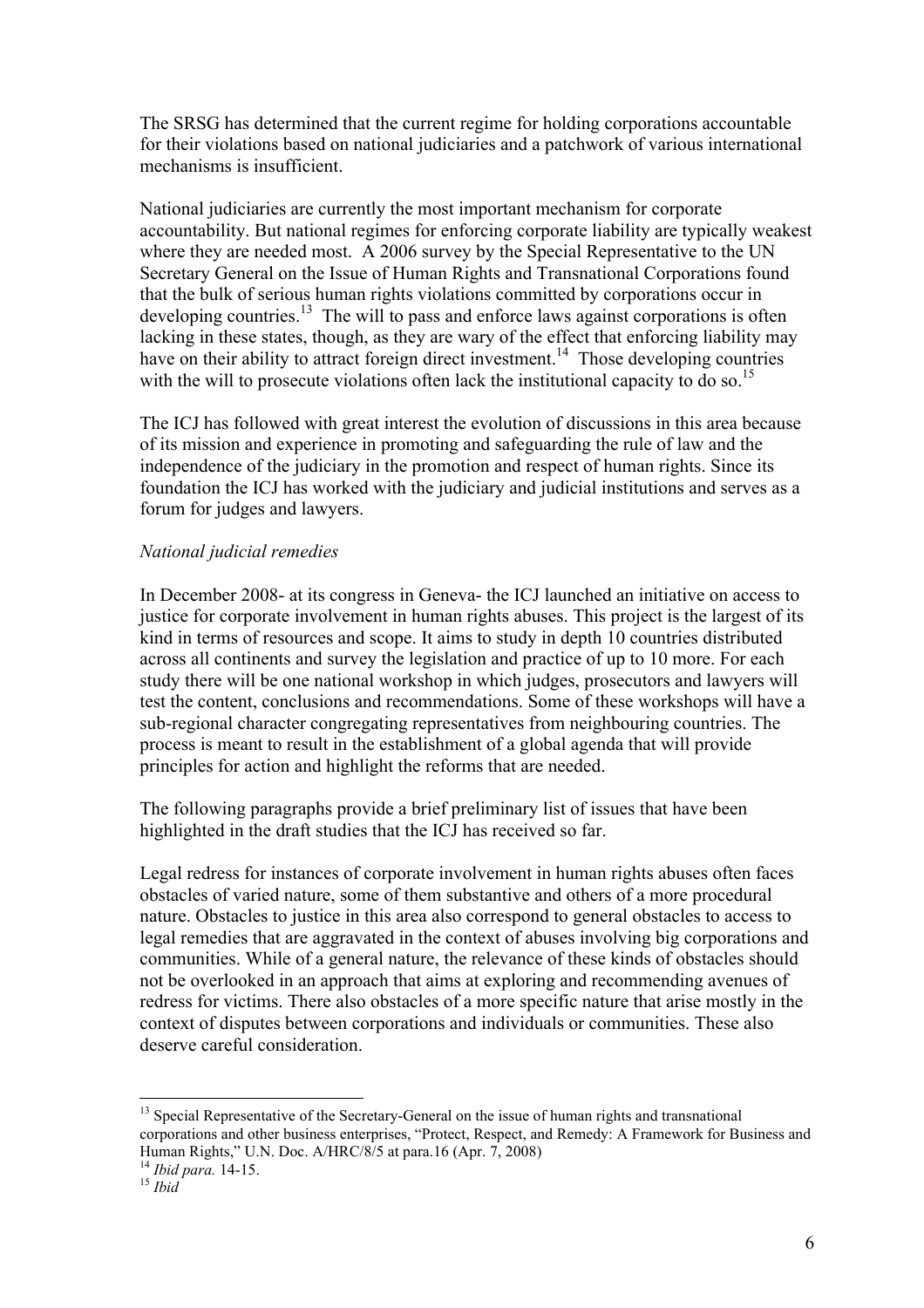The SRSG has determined that the current regime for holding corporations accountable for their violations based on national judiciaries and a patchwork of various international mechanisms is insufficient.

National judiciaries are currently the most important mechanism for corporate accountability. But national regimes for enforcing corporate liability are typically weakest where they are needed most. A 2006 survey by the Special Representative to the UN Secretary General on the Issue of Human Rights and Transnational Corporations found that the bulk of serious human rights violations committed by corporations occur in developing countries.[13] The will to pass and enforce laws against corporations is often lacking in these states, though, as they are wary of the effect that enforcing liability may have on their ability to attract foreign direct investment.[14] Those developing countries with the will to prosecute violations often lack the institutional capacity to do so.[15]

The ICJ has followed with great interest the evolution of discussions in this area because of its mission and experience in promoting and safeguarding the rule of law and the independence of the judiciary in the promotion and respect of human rights. Since its foundation the ICJ has worked with the judiciary and judicial institutions and serves as a forum for judges and lawyers.

*National judicial remedies*

In December 2008- at its congress in Geneva- the ICJ launched an initiative on access to justice for corporate involvement in human rights abuses. This project is the largest of its kind in terms of resources and scope. It aims to study in depth 10 countries distributed across all continents and survey the legislation and practice of up to 10 more. For each study there will be one national workshop in which judges, prosecutors and lawyers will test the content, conclusions and recommendations. Some of these workshops will have a sub-regional character congregating representatives from neighbouring countries. The process is meant to result in the establishment of a global agenda that will provide principles for action and highlight the reforms that are needed.

The following paragraphs provide a brief preliminary list of issues that have been highlighted in the draft studies that the ICJ has received so far.

Legal redress for instances of corporate involvement in human rights abuses often faces obstacles of varied nature, some of them substantive and others of a more procedural nature. Obstacles to justice in this area also correspond to general obstacles to access to legal remedies that are aggravated in the context of abuses involving big corporations and communities. While of a general nature, the relevance of these kinds of obstacles should not be overlooked in an approach that aims at exploring and recommending avenues of redress for victims. There also obstacles of a more specific nature that arise mostly in the context of disputes between corporations and individuals or communities. These also deserve careful consideration.

---

[13] Special Representative of the Secretary-General on the issue of human rights and transnational corporations and other business enterprises, "Protect, Respect, and Remedy: A Framework for Business and Human Rights," U.N. Doc. A/HRC/8/5 at para.16 (Apr. 7, 2008)

[14] *Ibid para.* 14-15.

[15] *Ibid*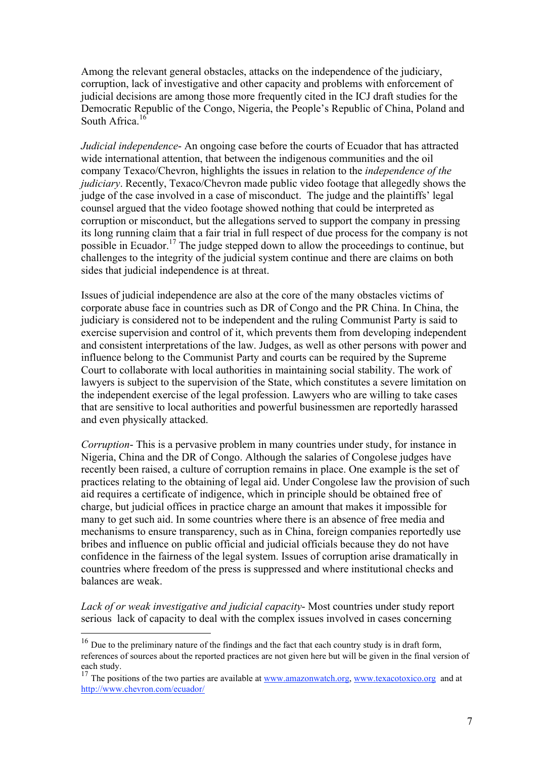Among the relevant general obstacles, attacks on the independence of the judiciary, corruption, lack of investigative and other capacity and problems with enforcement of judicial decisions are among those more frequently cited in the ICJ draft studies for the Democratic Republic of the Congo, Nigeria, the People's Republic of China, Poland and South Africa.[16]

*Judicial independence*- An ongoing case before the courts of Ecuador that has attracted wide international attention, that between the indigenous communities and the oil company Texaco/Chevron, highlights the issues in relation to the *independence of the judiciary*. Recently, Texaco/Chevron made public video footage that allegedly shows the judge of the case involved in a case of misconduct. The judge and the plaintiffs' legal counsel argued that the video footage showed nothing that could be interpreted as corruption or misconduct, but the allegations served to support the company in pressing its long running claim that a fair trial in full respect of due process for the company is not possible in Ecuador.[17] The judge stepped down to allow the proceedings to continue, but challenges to the integrity of the judicial system continue and there are claims on both sides that judicial independence is at threat.

Issues of judicial independence are also at the core of the many obstacles victims of corporate abuse face in countries such as DR of Congo and the PR China. In China, the judiciary is considered not to be independent and the ruling Communist Party is said to exercise supervision and control of it, which prevents them from developing independent and consistent interpretations of the law. Judges, as well as other persons with power and influence belong to the Communist Party and courts can be required by the Supreme Court to collaborate with local authorities in maintaining social stability. The work of lawyers is subject to the supervision of the State, which constitutes a severe limitation on the independent exercise of the legal profession. Lawyers who are willing to take cases that are sensitive to local authorities and powerful businessmen are reportedly harassed and even physically attacked.

*Corruption*- This is a pervasive problem in many countries under study, for instance in Nigeria, China and the DR of Congo. Although the salaries of Congolese judges have recently been raised, a culture of corruption remains in place. One example is the set of practices relating to the obtaining of legal aid. Under Congolese law the provision of such aid requires a certificate of indigence, which in principle should be obtained free of charge, but judicial offices in practice charge an amount that makes it impossible for many to get such aid. In some countries where there is an absence of free media and mechanisms to ensure transparency, such as in China, foreign companies reportedly use bribes and influence on public official and judicial officials because they do not have confidence in the fairness of the legal system. Issues of corruption arise dramatically in countries where freedom of the press is suppressed and where institutional checks and balances are weak.

*Lack of or weak investigative and judicial capacity*- Most countries under study report serious lack of capacity to deal with the complex issues involved in cases concerning

---

[16] Due to the preliminary nature of the findings and the fact that each country study is in draft form, references of sources about the reported practices are not given here but will be given in the final version of each study.

[17] The positions of the two parties are available at www.amazonwatch.org, www.texacotoxico.org and at http://www.chevron.com/ecuador/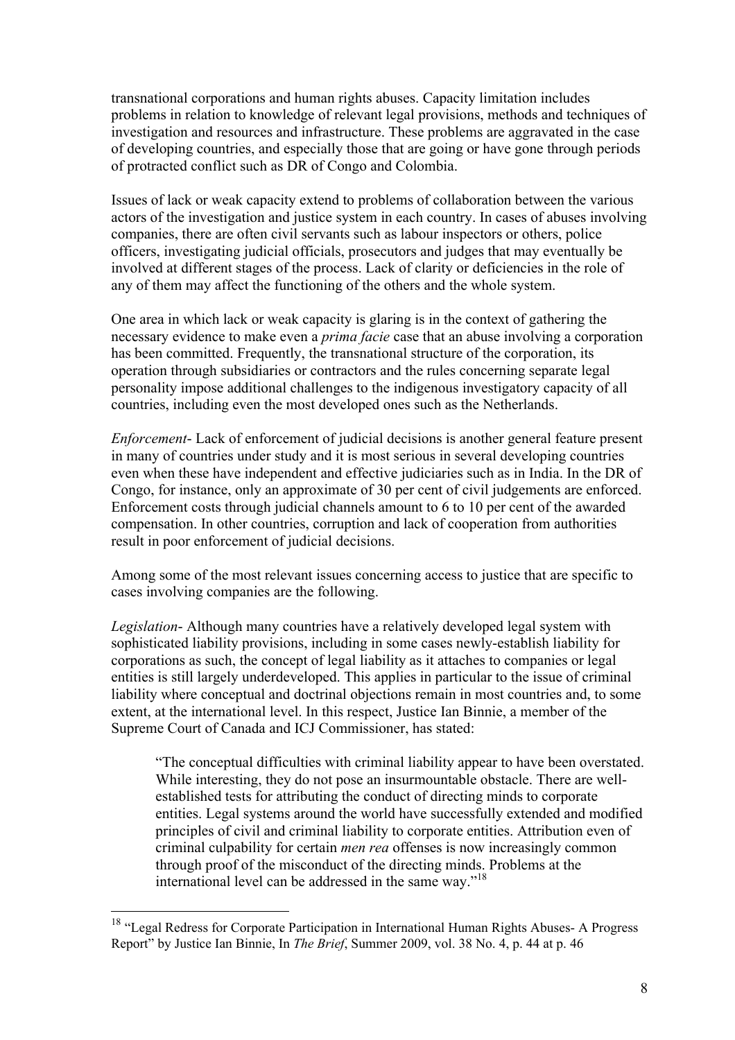transnational corporations and human rights abuses. Capacity limitation includes problems in relation to knowledge of relevant legal provisions, methods and techniques of investigation and resources and infrastructure. These problems are aggravated in the case of developing countries, and especially those that are going or have gone through periods of protracted conflict such as DR of Congo and Colombia.

Issues of lack or weak capacity extend to problems of collaboration between the various actors of the investigation and justice system in each country. In cases of abuses involving companies, there are often civil servants such as labour inspectors or others, police officers, investigating judicial officials, prosecutors and judges that may eventually be involved at different stages of the process. Lack of clarity or deficiencies in the role of any of them may affect the functioning of the others and the whole system.

One area in which lack or weak capacity is glaring is in the context of gathering the necessary evidence to make even a *prima facie* case that an abuse involving a corporation has been committed. Frequently, the transnational structure of the corporation, its operation through subsidiaries or contractors and the rules concerning separate legal personality impose additional challenges to the indigenous investigatory capacity of all countries, including even the most developed ones such as the Netherlands.

*Enforcement*- Lack of enforcement of judicial decisions is another general feature present in many of countries under study and it is most serious in several developing countries even when these have independent and effective judiciaries such as in India. In the DR of Congo, for instance, only an approximate of 30 per cent of civil judgements are enforced. Enforcement costs through judicial channels amount to 6 to 10 per cent of the awarded compensation. In other countries, corruption and lack of cooperation from authorities result in poor enforcement of judicial decisions.

Among some of the most relevant issues concerning access to justice that are specific to cases involving companies are the following.

*Legislation*- Although many countries have a relatively developed legal system with sophisticated liability provisions, including in some cases newly-establish liability for corporations as such, the concept of legal liability as it attaches to companies or legal entities is still largely underdeveloped. This applies in particular to the issue of criminal liability where conceptual and doctrinal objections remain in most countries and, to some extent, at the international level. In this respect, Justice Ian Binnie, a member of the Supreme Court of Canada and ICJ Commissioner, has stated:

> "The conceptual difficulties with criminal liability appear to have been overstated. While interesting, they do not pose an insurmountable obstacle. There are well-established tests for attributing the conduct of directing minds to corporate entities. Legal systems around the world have successfully extended and modified principles of civil and criminal liability to corporate entities. Attribution even of criminal culpability for certain *men rea* offenses is now increasingly common through proof of the misconduct of the directing minds. Problems at the international level can be addressed in the same way."[18]

---

[18] "Legal Redress for Corporate Participation in International Human Rights Abuses- A Progress Report" by Justice Ian Binnie, In *The Brief*, Summer 2009, vol. 38 No. 4, p. 44 at p. 46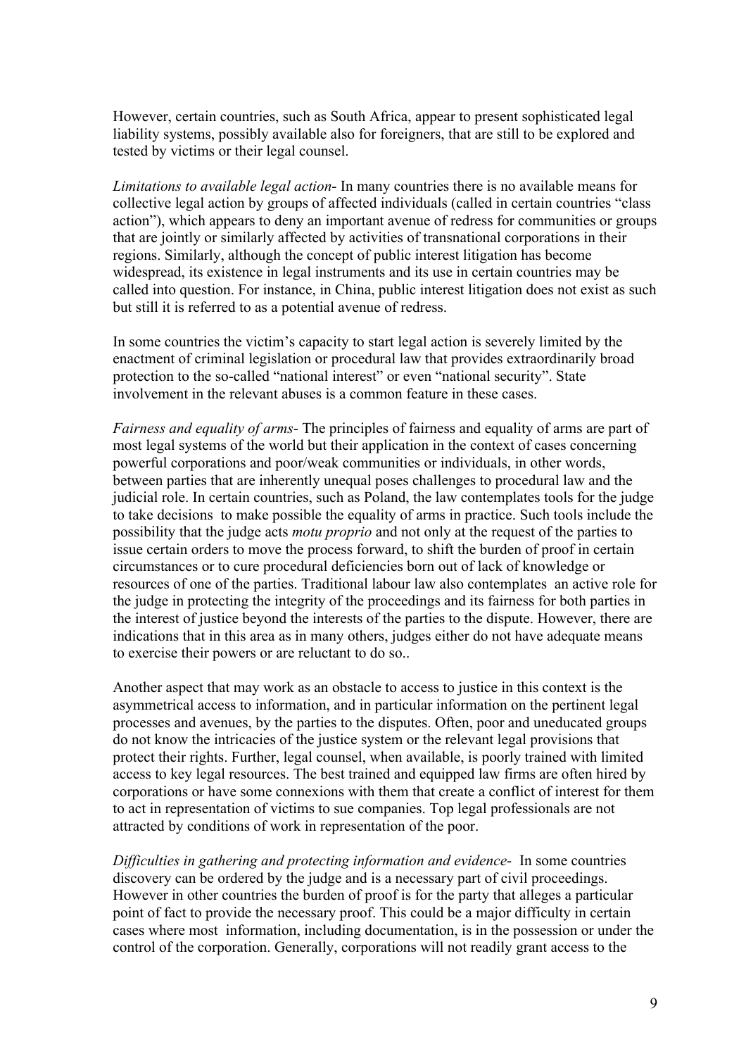However, certain countries, such as South Africa, appear to present sophisticated legal liability systems, possibly available also for foreigners, that are still to be explored and tested by victims or their legal counsel.

*Limitations to available legal action*- In many countries there is no available means for collective legal action by groups of affected individuals (called in certain countries "class action"), which appears to deny an important avenue of redress for communities or groups that are jointly or similarly affected by activities of transnational corporations in their regions. Similarly, although the concept of public interest litigation has become widespread, its existence in legal instruments and its use in certain countries may be called into question. For instance, in China, public interest litigation does not exist as such but still it is referred to as a potential avenue of redress.

In some countries the victim's capacity to start legal action is severely limited by the enactment of criminal legislation or procedural law that provides extraordinarily broad protection to the so-called "national interest" or even "national security". State involvement in the relevant abuses is a common feature in these cases.

*Fairness and equality of arms*- The principles of fairness and equality of arms are part of most legal systems of the world but their application in the context of cases concerning powerful corporations and poor/weak communities or individuals, in other words, between parties that are inherently unequal poses challenges to procedural law and the judicial role. In certain countries, such as Poland, the law contemplates tools for the judge to take decisions to make possible the equality of arms in practice. Such tools include the possibility that the judge acts *motu proprio* and not only at the request of the parties to issue certain orders to move the process forward, to shift the burden of proof in certain circumstances or to cure procedural deficiencies born out of lack of knowledge or resources of one of the parties. Traditional labour law also contemplates an active role for the judge in protecting the integrity of the proceedings and its fairness for both parties in the interest of justice beyond the interests of the parties to the dispute. However, there are indications that in this area as in many others, judges either do not have adequate means to exercise their powers or are reluctant to do so..

Another aspect that may work as an obstacle to access to justice in this context is the asymmetrical access to information, and in particular information on the pertinent legal processes and avenues, by the parties to the disputes. Often, poor and uneducated groups do not know the intricacies of the justice system or the relevant legal provisions that protect their rights. Further, legal counsel, when available, is poorly trained with limited access to key legal resources. The best trained and equipped law firms are often hired by corporations or have some connexions with them that create a conflict of interest for them to act in representation of victims to sue companies. Top legal professionals are not attracted by conditions of work in representation of the poor.

*Difficulties in gathering and protecting information and evidence*- In some countries discovery can be ordered by the judge and is a necessary part of civil proceedings. However in other countries the burden of proof is for the party that alleges a particular point of fact to provide the necessary proof. This could be a major difficulty in certain cases where most information, including documentation, is in the possession or under the control of the corporation. Generally, corporations will not readily grant access to the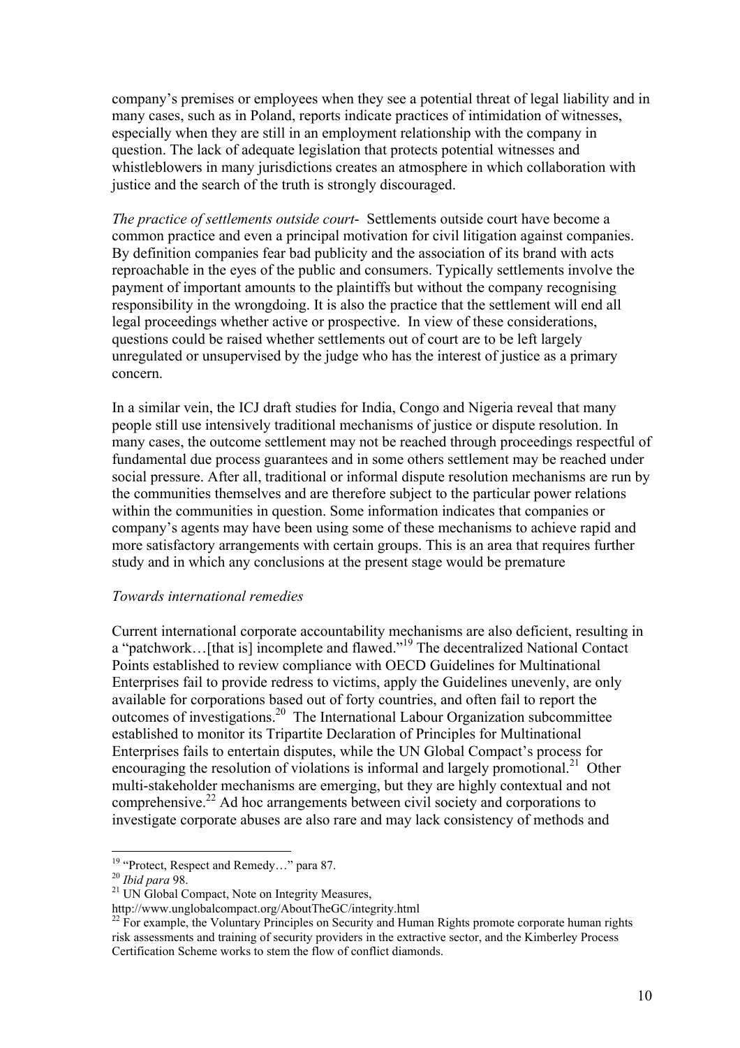company's premises or employees when they see a potential threat of legal liability and in many cases, such as in Poland, reports indicate practices of intimidation of witnesses, especially when they are still in an employment relationship with the company in question. The lack of adequate legislation that protects potential witnesses and whistleblowers in many jurisdictions creates an atmosphere in which collaboration with justice and the search of the truth is strongly discouraged.

*The practice of settlements outside court*- Settlements outside court have become a common practice and even a principal motivation for civil litigation against companies. By definition companies fear bad publicity and the association of its brand with acts reproachable in the eyes of the public and consumers. Typically settlements involve the payment of important amounts to the plaintiffs but without the company recognising responsibility in the wrongdoing. It is also the practice that the settlement will end all legal proceedings whether active or prospective. In view of these considerations, questions could be raised whether settlements out of court are to be left largely unregulated or unsupervised by the judge who has the interest of justice as a primary concern.

In a similar vein, the ICJ draft studies for India, Congo and Nigeria reveal that many people still use intensively traditional mechanisms of justice or dispute resolution. In many cases, the outcome settlement may not be reached through proceedings respectful of fundamental due process guarantees and in some others settlement may be reached under social pressure. After all, traditional or informal dispute resolution mechanisms are run by the communities themselves and are therefore subject to the particular power relations within the communities in question. Some information indicates that companies or company's agents may have been using some of these mechanisms to achieve rapid and more satisfactory arrangements with certain groups. This is an area that requires further study and in which any conclusions at the present stage would be premature

*Towards international remedies*

Current international corporate accountability mechanisms are also deficient, resulting in a "patchwork…[that is] incomplete and flawed."[19] The decentralized National Contact Points established to review compliance with OECD Guidelines for Multinational Enterprises fail to provide redress to victims, apply the Guidelines unevenly, are only available for corporations based out of forty countries, and often fail to report the outcomes of investigations.[20] The International Labour Organization subcommittee established to monitor its Tripartite Declaration of Principles for Multinational Enterprises fails to entertain disputes, while the UN Global Compact's process for encouraging the resolution of violations is informal and largely promotional.[21] Other multi-stakeholder mechanisms are emerging, but they are highly contextual and not comprehensive.[22] Ad hoc arrangements between civil society and corporations to investigate corporate abuses are also rare and may lack consistency of methods and

---

[19] "Protect, Respect and Remedy…" para 87.

[20] *Ibid para* 98.

[21] UN Global Compact, Note on Integrity Measures, http://www.unglobalcompact.org/AboutTheGC/integrity.html

[22] For example, the Voluntary Principles on Security and Human Rights promote corporate human rights risk assessments and training of security providers in the extractive sector, and the Kimberley Process Certification Scheme works to stem the flow of conflict diamonds.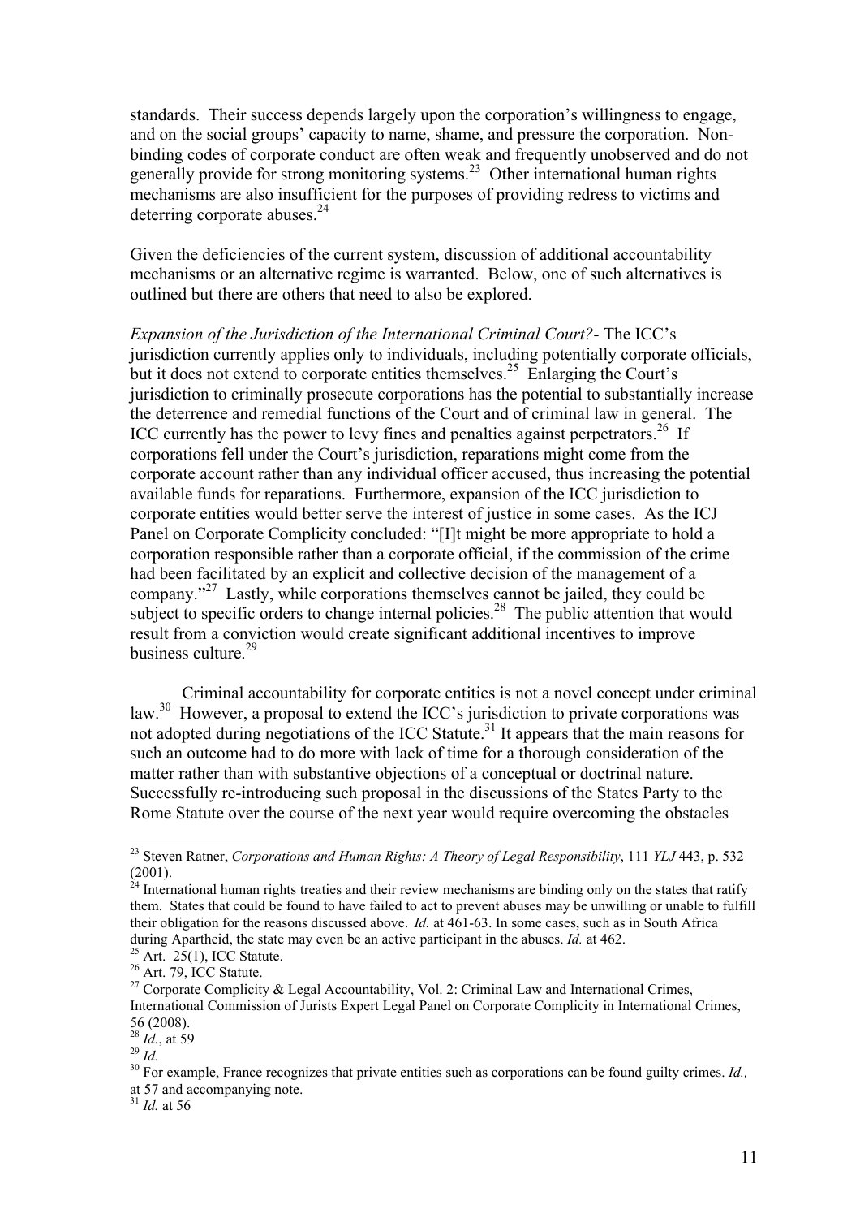standards. Their success depends largely upon the corporation's willingness to engage, and on the social groups' capacity to name, shame, and pressure the corporation. Non-binding codes of corporate conduct are often weak and frequently unobserved and do not generally provide for strong monitoring systems.[23] Other international human rights mechanisms are also insufficient for the purposes of providing redress to victims and deterring corporate abuses.[24]

Given the deficiencies of the current system, discussion of additional accountability mechanisms or an alternative regime is warranted. Below, one of such alternatives is outlined but there are others that need to also be explored.

*Expansion of the Jurisdiction of the International Criminal Court?-* The ICC's jurisdiction currently applies only to individuals, including potentially corporate officials, but it does not extend to corporate entities themselves.[25] Enlarging the Court's jurisdiction to criminally prosecute corporations has the potential to substantially increase the deterrence and remedial functions of the Court and of criminal law in general. The ICC currently has the power to levy fines and penalties against perpetrators.[26] If corporations fell under the Court's jurisdiction, reparations might come from the corporate account rather than any individual officer accused, thus increasing the potential available funds for reparations. Furthermore, expansion of the ICC jurisdiction to corporate entities would better serve the interest of justice in some cases. As the ICJ Panel on Corporate Complicity concluded: "[I]t might be more appropriate to hold a corporation responsible rather than a corporate official, if the commission of the crime had been facilitated by an explicit and collective decision of the management of a company."[27] Lastly, while corporations themselves cannot be jailed, they could be subject to specific orders to change internal policies.[28] The public attention that would result from a conviction would create significant additional incentives to improve business culture.[29]

Criminal accountability for corporate entities is not a novel concept under criminal law.[30] However, a proposal to extend the ICC's jurisdiction to private corporations was not adopted during negotiations of the ICC Statute.[31] It appears that the main reasons for such an outcome had to do more with lack of time for a thorough consideration of the matter rather than with substantive objections of a conceptual or doctrinal nature. Successfully re-introducing such proposal in the discussions of the States Party to the Rome Statute over the course of the next year would require overcoming the obstacles

---

[23] Steven Ratner, *Corporations and Human Rights: A Theory of Legal Responsibility*, 111 *YLJ* 443, p. 532 (2001).

[24] International human rights treaties and their review mechanisms are binding only on the states that ratify them. States that could be found to have failed to act to prevent abuses may be unwilling or unable to fulfill their obligation for the reasons discussed above. *Id.* at 461-63. In some cases, such as in South Africa during Apartheid, the state may even be an active participant in the abuses. *Id.* at 462.

[25] Art. 25(1), ICC Statute.

[26] Art. 79, ICC Statute.

[27] Corporate Complicity & Legal Accountability, Vol. 2: Criminal Law and International Crimes, International Commission of Jurists Expert Legal Panel on Corporate Complicity in International Crimes, 56 (2008).

[28] *Id.*, at 59

[29] *Id.*

[30] For example, France recognizes that private entities such as corporations can be found guilty crimes. *Id.,* at 57 and accompanying note.

[31] *Id.* at 56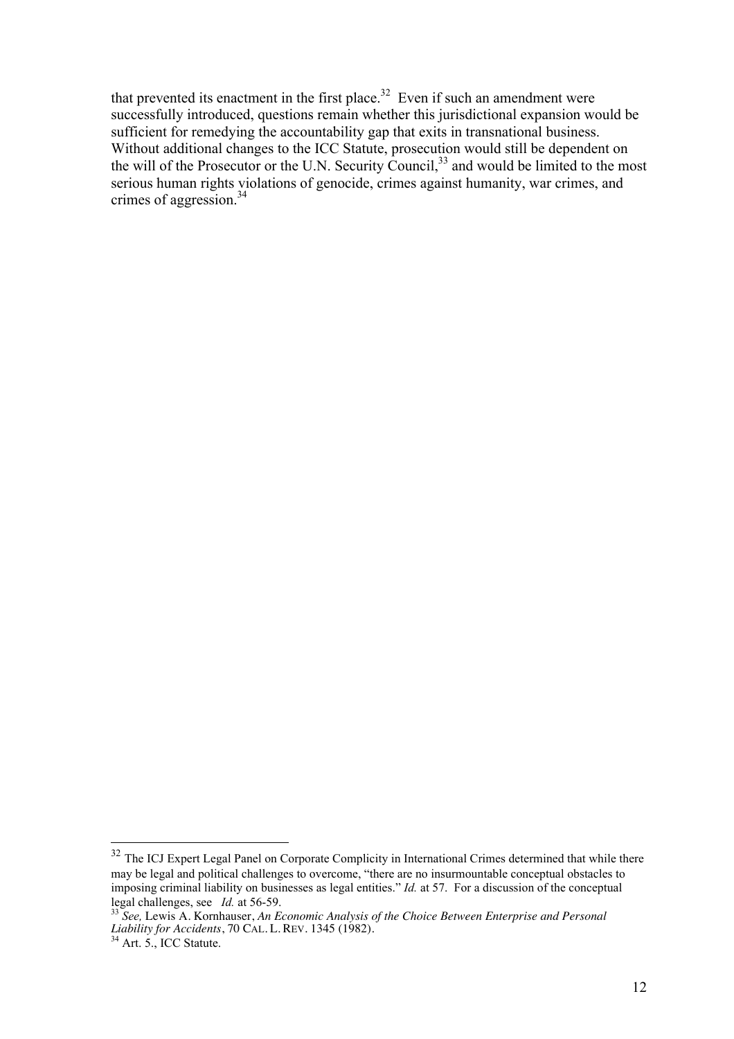that prevented its enactment in the first place.[32] Even if such an amendment were successfully introduced, questions remain whether this jurisdictional expansion would be sufficient for remedying the accountability gap that exits in transnational business. Without additional changes to the ICC Statute, prosecution would still be dependent on the will of the Prosecutor or the U.N. Security Council,[33] and would be limited to the most serious human rights violations of genocide, crimes against humanity, war crimes, and crimes of aggression.[34]

---

[32] The ICJ Expert Legal Panel on Corporate Complicity in International Crimes determined that while there may be legal and political challenges to overcome, "there are no insurmountable conceptual obstacles to imposing criminal liability on businesses as legal entities." *Id.* at 57. For a discussion of the conceptual legal challenges, see *Id.* at 56-59.

[33] *See,* Lewis A. Kornhauser, *An Economic Analysis of the Choice Between Enterprise and Personal Liability for Accidents*, 70 CAL. L. REV. 1345 (1982).

[34] Art. 5., ICC Statute.